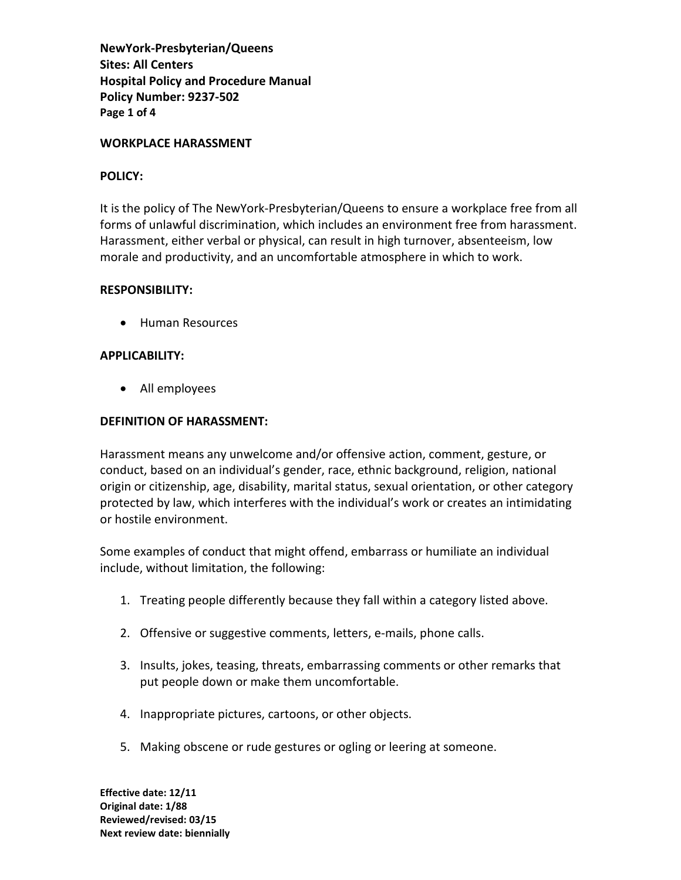**NewYork-Presbyterian/Queens**
**Sites: All Centers**
**Hospital Policy and Procedure Manual**
**Policy Number: 9237-502**

## WORKPLACE HARASSMENT

### POLICY:

It is the policy of The NewYork-Presbyterian/Queens to ensure a workplace free from all forms of unlawful discrimination, which includes an environment free from harassment. Harassment, either verbal or physical, can result in high turnover, absenteeism, low morale and productivity, and an uncomfortable atmosphere in which to work.

### RESPONSIBILITY:

- Human Resources

### APPLICABILITY:

- All employees

### DEFINITION OF HARASSMENT:

Harassment means any unwelcome and/or offensive action, comment, gesture, or conduct, based on an individual's gender, race, ethnic background, religion, national origin or citizenship, age, disability, marital status, sexual orientation, or other category protected by law, which interferes with the individual's work or creates an intimidating or hostile environment.

Some examples of conduct that might offend, embarrass or humiliate an individual include, without limitation, the following:

1. Treating people differently because they fall within a category listed above.
2. Offensive or suggestive comments, letters, e-mails, phone calls.
3. Insults, jokes, teasing, threats, embarrassing comments or other remarks that put people down or make them uncomfortable.
4. Inappropriate pictures, cartoons, or other objects.
5. Making obscene or rude gestures or ogling or leering at someone.

**Effective date: 12/11**
**Original date: 1/88**
**Reviewed/revised: 03/15**
**Next review date: biennially**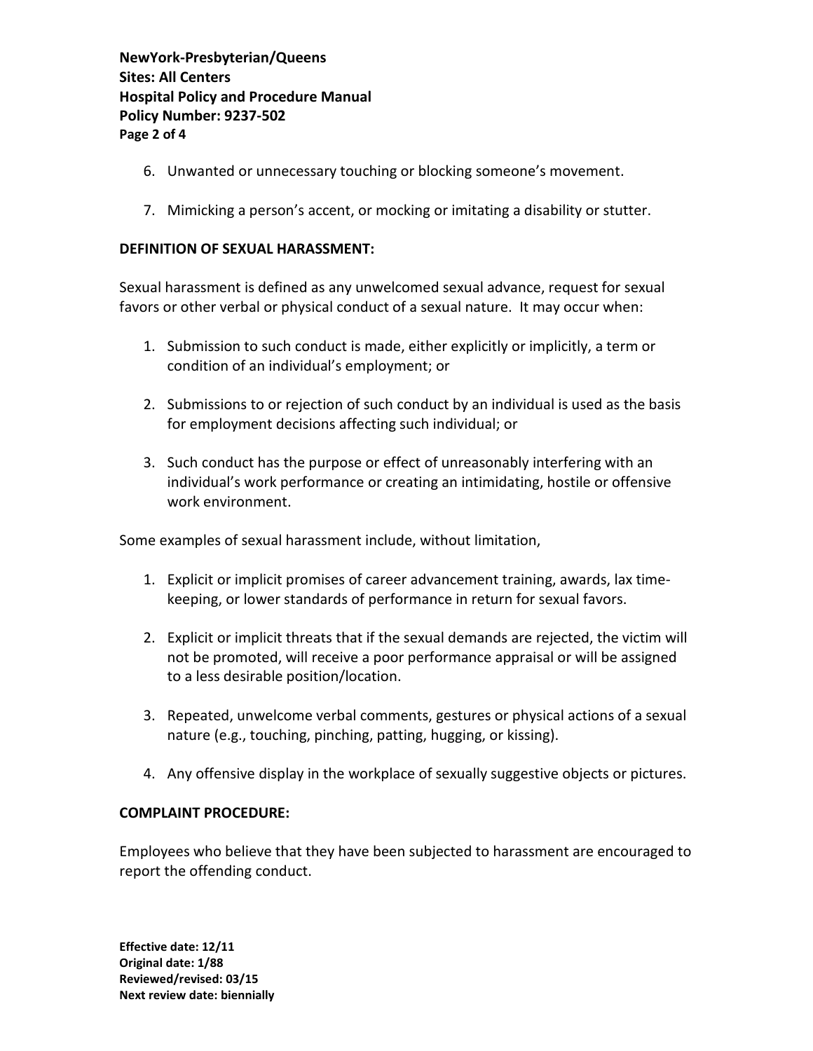6. Unwanted or unnecessary touching or blocking someone's movement.

7. Mimicking a person's accent, or mocking or imitating a disability or stutter.

**DEFINITION OF SEXUAL HARASSMENT:**

Sexual harassment is defined as any unwelcomed sexual advance, request for sexual favors or other verbal or physical conduct of a sexual nature. It may occur when:

1. Submission to such conduct is made, either explicitly or implicitly, a term or condition of an individual's employment; or

2. Submissions to or rejection of such conduct by an individual is used as the basis for employment decisions affecting such individual; or

3. Such conduct has the purpose or effect of unreasonably interfering with an individual's work performance or creating an intimidating, hostile or offensive work environment.

Some examples of sexual harassment include, without limitation,

1. Explicit or implicit promises of career advancement training, awards, lax time-keeping, or lower standards of performance in return for sexual favors.

2. Explicit or implicit threats that if the sexual demands are rejected, the victim will not be promoted, will receive a poor performance appraisal or will be assigned to a less desirable position/location.

3. Repeated, unwelcome verbal comments, gestures or physical actions of a sexual nature (e.g., touching, pinching, patting, hugging, or kissing).

4. Any offensive display in the workplace of sexually suggestive objects or pictures.

**COMPLAINT PROCEDURE:**

Employees who believe that they have been subjected to harassment are encouraged to report the offending conduct.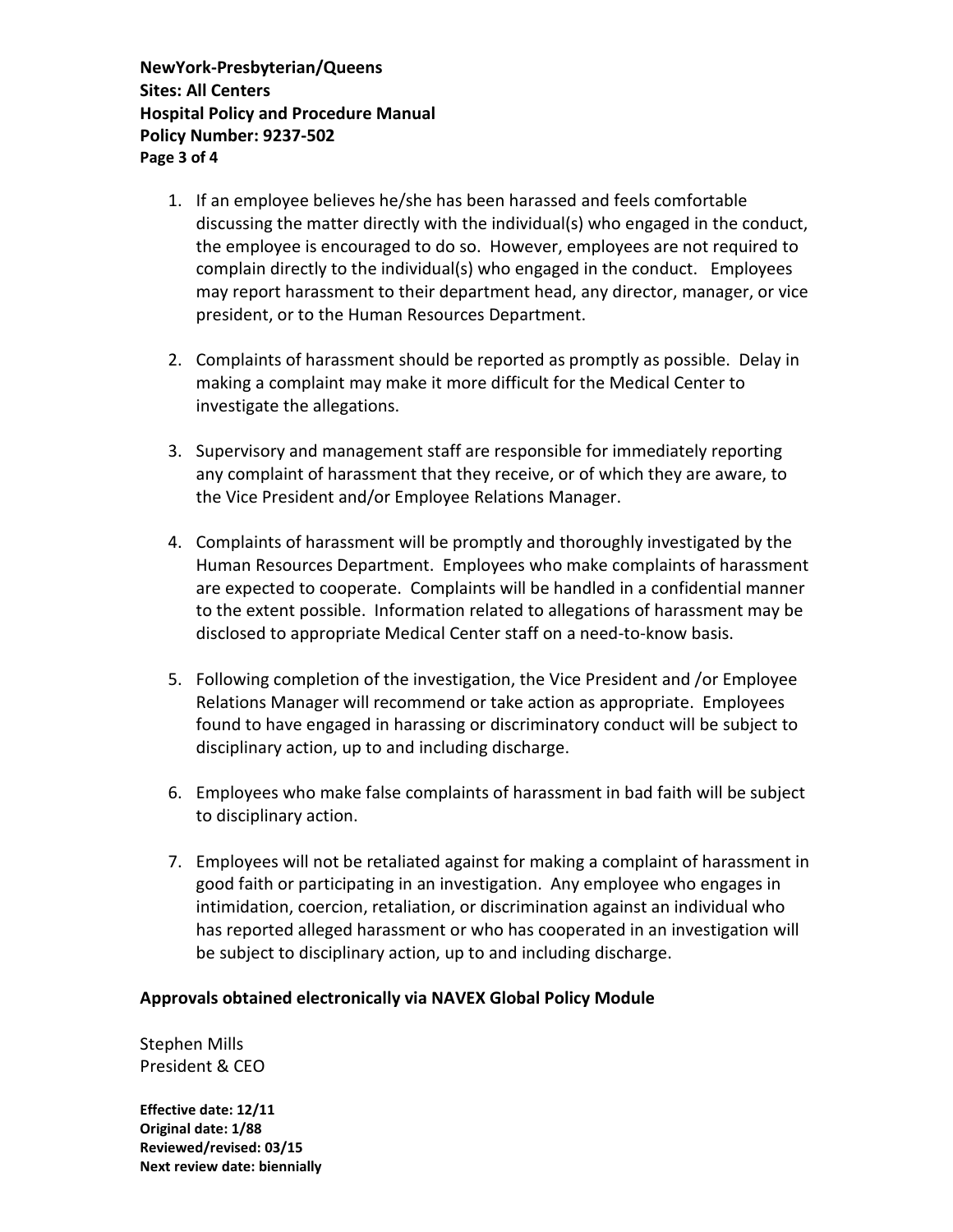1. If an employee believes he/she has been harassed and feels comfortable discussing the matter directly with the individual(s) who engaged in the conduct, the employee is encouraged to do so. However, employees are not required to complain directly to the individual(s) who engaged in the conduct. Employees may report harassment to their department head, any director, manager, or vice president, or to the Human Resources Department.

2. Complaints of harassment should be reported as promptly as possible. Delay in making a complaint may make it more difficult for the Medical Center to investigate the allegations.

3. Supervisory and management staff are responsible for immediately reporting any complaint of harassment that they receive, or of which they are aware, to the Vice President and/or Employee Relations Manager.

4. Complaints of harassment will be promptly and thoroughly investigated by the Human Resources Department. Employees who make complaints of harassment are expected to cooperate. Complaints will be handled in a confidential manner to the extent possible. Information related to allegations of harassment may be disclosed to appropriate Medical Center staff on a need-to-know basis.

5. Following completion of the investigation, the Vice President and /or Employee Relations Manager will recommend or take action as appropriate. Employees found to have engaged in harassing or discriminatory conduct will be subject to disciplinary action, up to and including discharge.

6. Employees who make false complaints of harassment in bad faith will be subject to disciplinary action.

7. Employees will not be retaliated against for making a complaint of harassment in good faith or participating in an investigation. Any employee who engages in intimidation, coercion, retaliation, or discrimination against an individual who has reported alleged harassment or who has cooperated in an investigation will be subject to disciplinary action, up to and including discharge.

**Approvals obtained electronically via NAVEX Global Policy Module**

Stephen Mills
President & CEO

**Effective date: 12/11**
**Original date: 1/88**
**Reviewed/revised: 03/15**
**Next review date: biennially**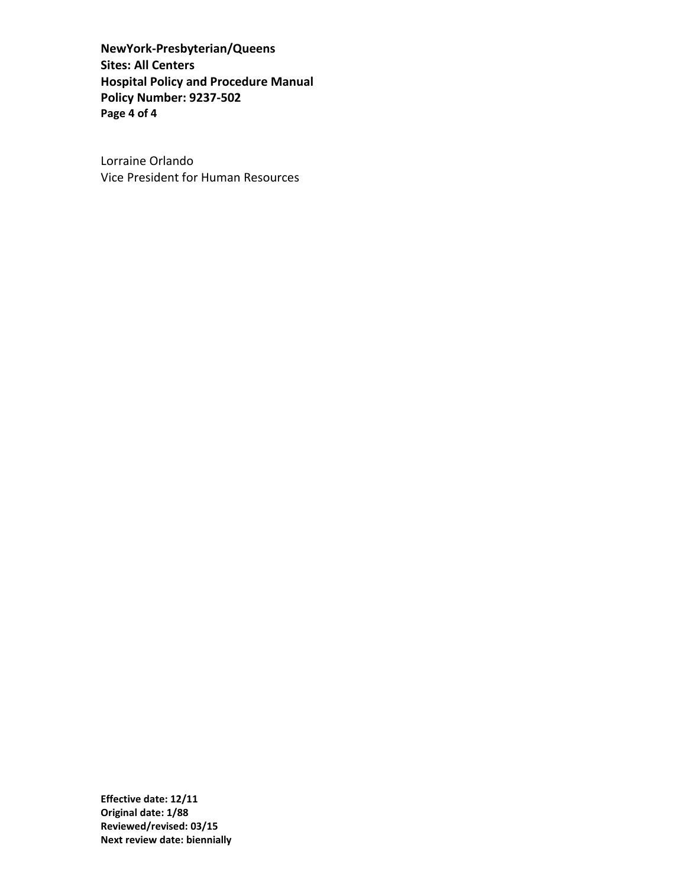Lorraine Orlando
Vice President for Human Resources